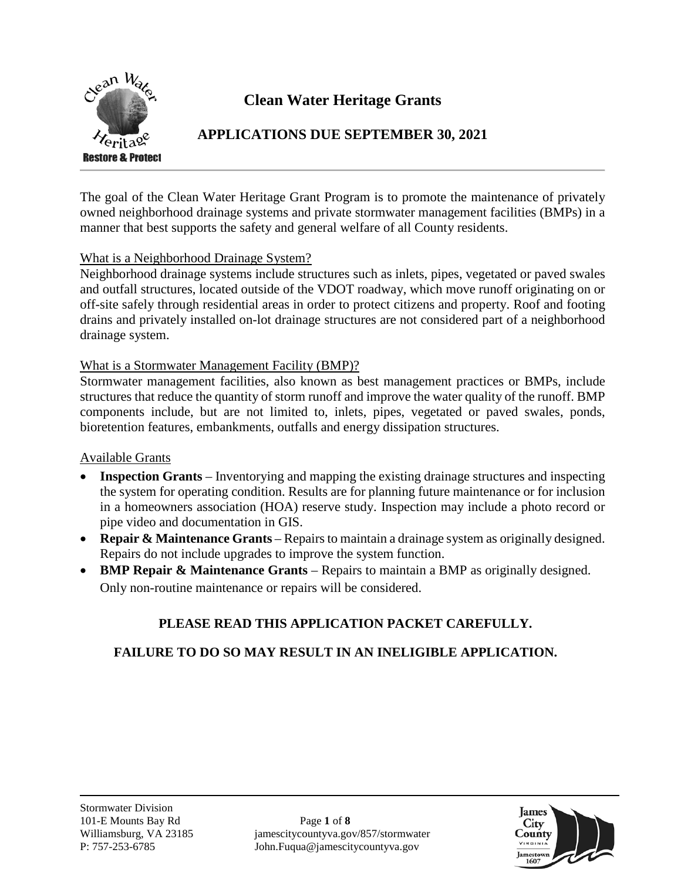# Clean Water Heritage Grants

## APPLICATIONS DUE SEPTEMBER 30, 2021

The goal of the Clean Water Heritage Grant Program is to promote the maintenance of privately owned neighborhood drainage systems and private stormwater management facilities (BMPs) in a manner that best supports the safety and general welfare of all County residents.

### What is a Neighborhood Drainage System?

Neighborhood drainage systems include structures such as inlets, pipes, vegetated or paved swales and outfall structures, located outside of the VDOT roadway, which move runoff originating on or off-site safely through residential areas in order to protect citizens and property. Roof and footing drains and privately installed on-lot drainage structures are not considered part of a neighborhood drainage system.

### What is a Stormwater Management Facility (BMP)?

Stormwater management facilities, also known as best management practices or BMPs, include structures that reduce the quantity of storm runoff and improve the water quality of the runoff. BMP components include, but are not limited to, inlets, pipes, vegetated or paved swales, ponds, bioretention features, embankments, outfalls and energy dissipation structures.

### Available Grants

- **Inspection Grants** – Inventorying and mapping the existing drainage structures and inspecting the system for operating condition. Results are for planning future maintenance or for inclusion in a homeowners association (HOA) reserve study. Inspection may include a photo record or pipe video and documentation in GIS.
- **Repair & Maintenance Grants** – Repairs to maintain a drainage system as originally designed. Repairs do not include upgrades to improve the system function.
- **BMP Repair & Maintenance Grants** – Repairs to maintain a BMP as originally designed. Only non-routine maintenance or repairs will be considered.

**PLEASE READ THIS APPLICATION PACKET CAREFULLY.**

**FAILURE TO DO SO MAY RESULT IN AN INELIGIBLE APPLICATION.**

Stormwater Division
101-E Mounts Bay Rd
Williamsburg, VA 23185
P: 757-253-6785

jamescitycountyva.gov/857/stormwater
John.Fuqua@jamescitycountyva.gov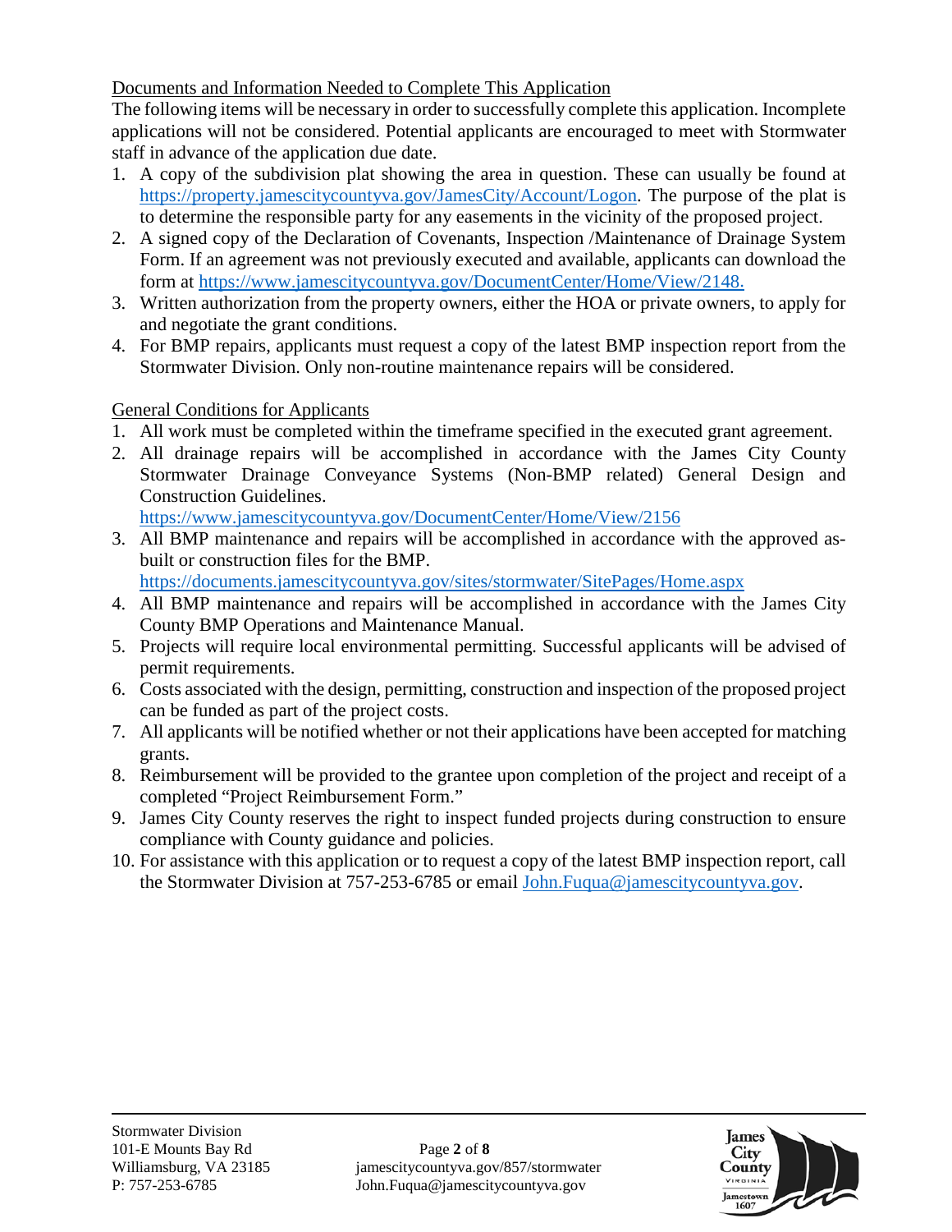## Documents and Information Needed to Complete This Application

The following items will be necessary in order to successfully complete this application. Incomplete applications will not be considered. Potential applicants are encouraged to meet with Stormwater staff in advance of the application due date.

1. A copy of the subdivision plat showing the area in question. These can usually be found at https://property.jamescitycountyva.gov/JamesCity/Account/Logon. The purpose of the plat is to determine the responsible party for any easements in the vicinity of the proposed project.
2. A signed copy of the Declaration of Covenants, Inspection /Maintenance of Drainage System Form. If an agreement was not previously executed and available, applicants can download the form at https://www.jamescitycountyva.gov/DocumentCenter/Home/View/2148.
3. Written authorization from the property owners, either the HOA or private owners, to apply for and negotiate the grant conditions.
4. For BMP repairs, applicants must request a copy of the latest BMP inspection report from the Stormwater Division. Only non-routine maintenance repairs will be considered.

## General Conditions for Applicants

1. All work must be completed within the timeframe specified in the executed grant agreement.
2. All drainage repairs will be accomplished in accordance with the James City County Stormwater Drainage Conveyance Systems (Non-BMP related) General Design and Construction Guidelines.
   https://www.jamescitycountyva.gov/DocumentCenter/Home/View/2156
3. All BMP maintenance and repairs will be accomplished in accordance with the approved as-built or construction files for the BMP.
   https://documents.jamescitycountyva.gov/sites/stormwater/SitePages/Home.aspx
4. All BMP maintenance and repairs will be accomplished in accordance with the James City County BMP Operations and Maintenance Manual.
5. Projects will require local environmental permitting. Successful applicants will be advised of permit requirements.
6. Costs associated with the design, permitting, construction and inspection of the proposed project can be funded as part of the project costs.
7. All applicants will be notified whether or not their applications have been accepted for matching grants.
8. Reimbursement will be provided to the grantee upon completion of the project and receipt of a completed "Project Reimbursement Form."
9. James City County reserves the right to inspect funded projects during construction to ensure compliance with County guidance and policies.
10. For assistance with this application or to request a copy of the latest BMP inspection report, call the Stormwater Division at 757-253-6785 or email John.Fuqua@jamescitycountyva.gov.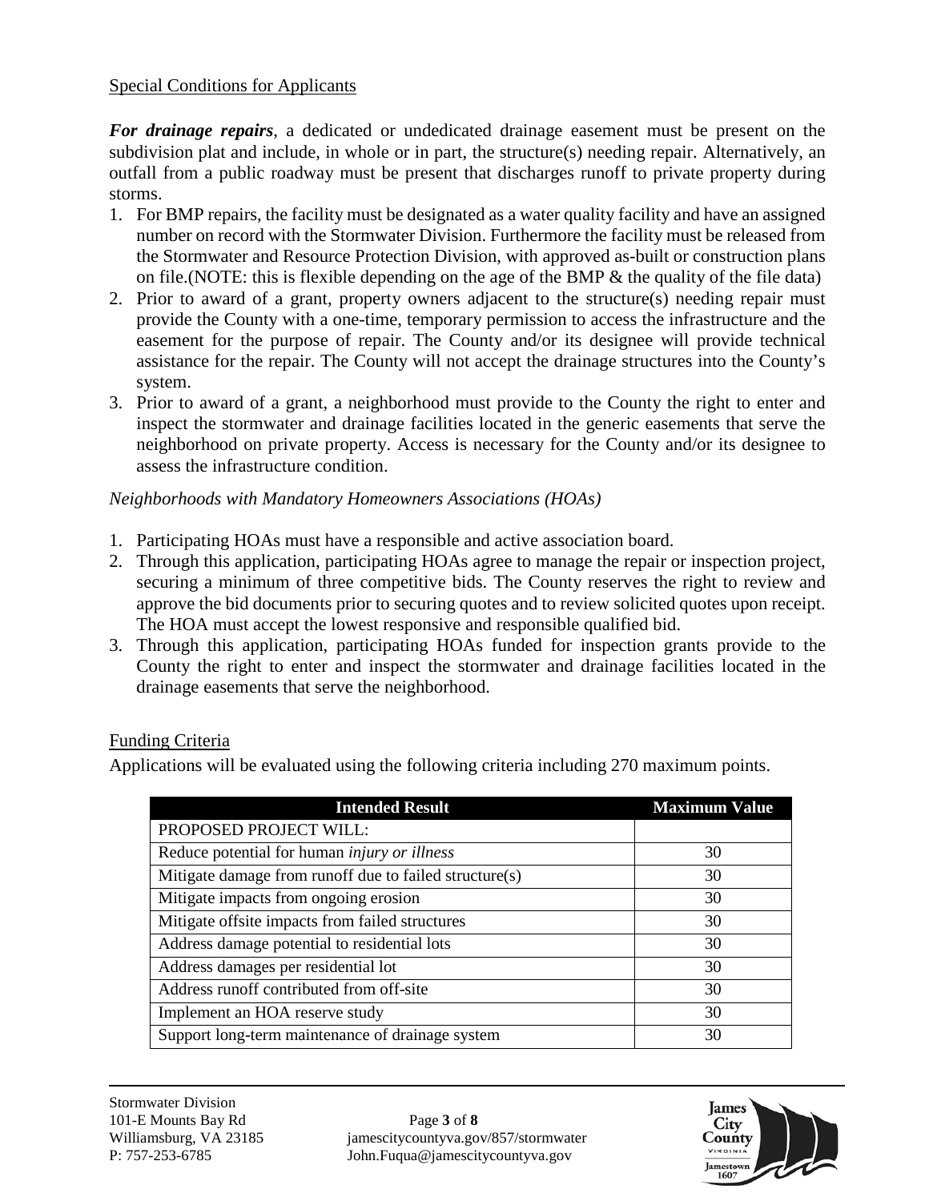Special Conditions for Applicants

***For drainage repairs***, a dedicated or undedicated drainage easement must be present on the subdivision plat and include, in whole or in part, the structure(s) needing repair. Alternatively, an outfall from a public roadway must be present that discharges runoff to private property during storms.

1. For BMP repairs, the facility must be designated as a water quality facility and have an assigned number on record with the Stormwater Division. Furthermore the facility must be released from the Stormwater and Resource Protection Division, with approved as-built or construction plans on file.(NOTE: this is flexible depending on the age of the BMP & the quality of the file data)
2. Prior to award of a grant, property owners adjacent to the structure(s) needing repair must provide the County with a one-time, temporary permission to access the infrastructure and the easement for the purpose of repair. The County and/or its designee will provide technical assistance for the repair. The County will not accept the drainage structures into the County's system.
3. Prior to award of a grant, a neighborhood must provide to the County the right to enter and inspect the stormwater and drainage facilities located in the generic easements that serve the neighborhood on private property. Access is necessary for the County and/or its designee to assess the infrastructure condition.

*Neighborhoods with Mandatory Homeowners Associations (HOAs)*

1. Participating HOAs must have a responsible and active association board.
2. Through this application, participating HOAs agree to manage the repair or inspection project, securing a minimum of three competitive bids. The County reserves the right to review and approve the bid documents prior to securing quotes and to review solicited quotes upon receipt. The HOA must accept the lowest responsive and responsible qualified bid.
3. Through this application, participating HOAs funded for inspection grants provide to the County the right to enter and inspect the stormwater and drainage facilities located in the drainage easements that serve the neighborhood.

Funding Criteria

Applications will be evaluated using the following criteria including 270 maximum points.

| Intended Result | Maximum Value |
|---|---|
| PROPOSED PROJECT WILL: | |
| Reduce potential for human *injury or illness* | 30 |
| Mitigate damage from runoff due to failed structure(s) | 30 |
| Mitigate impacts from ongoing erosion | 30 |
| Mitigate offsite impacts from failed structures | 30 |
| Address damage potential to residential lots | 30 |
| Address damages per residential lot | 30 |
| Address runoff contributed from off-site | 30 |
| Implement an HOA reserve study | 30 |
| Support long-term maintenance of drainage system | 30 |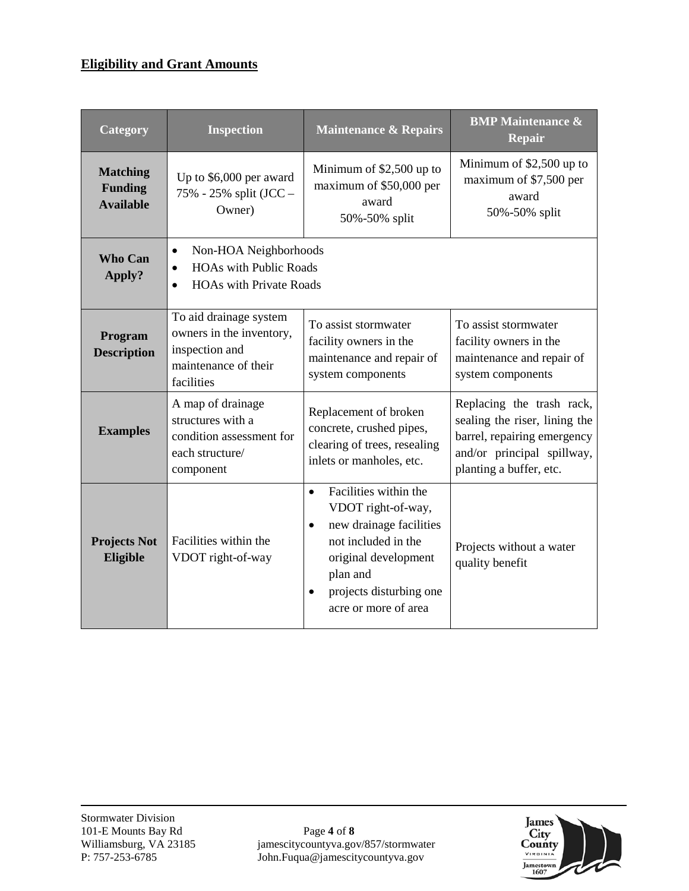**Eligibility and Grant Amounts**

| Category | Inspection | Maintenance & Repairs | BMP Maintenance & Repair |
|---|---|---|---|
| **Matching Funding Available** | Up to $6,000 per award 75% - 25% split (JCC – Owner) | Minimum of $2,500 up to maximum of $50,000 per award 50%-50% split | Minimum of $2,500 up to maximum of $7,500 per award 50%-50% split |
| **Who Can Apply?** | • Non-HOA Neighborhoods<br>• HOAs with Public Roads<br>• HOAs with Private Roads | | |
| **Program Description** | To aid drainage system owners in the inventory, inspection and maintenance of their facilities | To assist stormwater facility owners in the maintenance and repair of system components | To assist stormwater facility owners in the maintenance and repair of system components |
| **Examples** | A map of drainage structures with a condition assessment for each structure/ component | Replacement of broken concrete, crushed pipes, clearing of trees, resealing inlets or manholes, etc. | Replacing the trash rack, sealing the riser, lining the barrel, repairing emergency and/or principal spillway, planting a buffer, etc. |
| **Projects Not Eligible** | Facilities within the VDOT right-of-way | • Facilities within the VDOT right-of-way,<br>• new drainage facilities not included in the original development plan and<br>• projects disturbing one acre or more of area | Projects without a water quality benefit |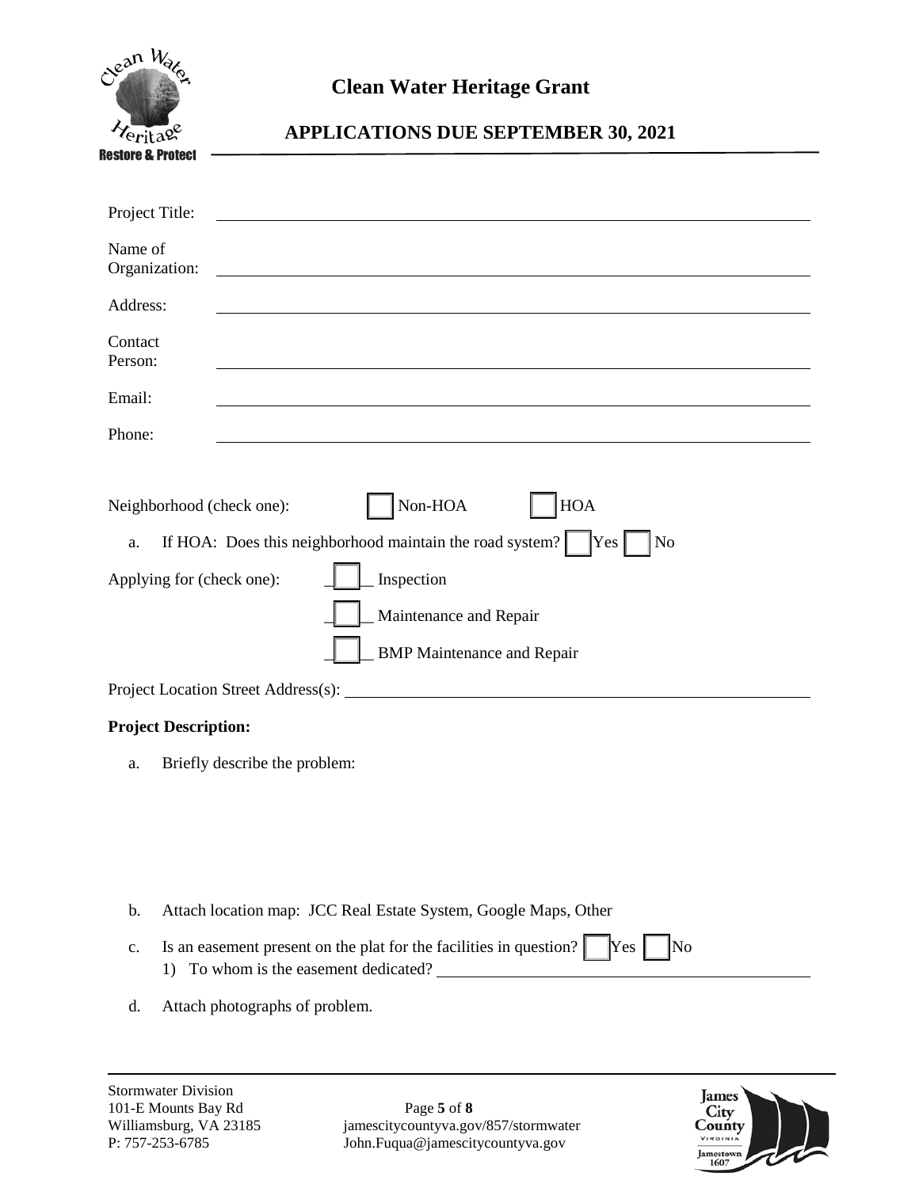# Clean Water Heritage Grant

## APPLICATIONS DUE SEPTEMBER 30, 2021

Project Title: ____________________________________________

Name of Organization: ____________________________________________

Address: ____________________________________________

Contact Person: ____________________________________________

Email: ____________________________________________

Phone: ____________________________________________

Neighborhood (check one): ☐ Non-HOA ☐ HOA

a. If HOA: Does this neighborhood maintain the road system? ☐ Yes ☐ No

Applying for (check one):

☐ Inspection

☐ Maintenance and Repair

☐ BMP Maintenance and Repair

Project Location Street Address(s): ____________________________________________

**Project Description:**

a. Briefly describe the problem:

b. Attach location map: JCC Real Estate System, Google Maps, Other

c. Is an easement present on the plat for the facilities in question? ☐ Yes ☐ No
   1) To whom is the easement dedicated? ____________________________________________

d. Attach photographs of problem.

Stormwater Division
101-E Mounts Bay Rd
Williamsburg, VA 23185
P: 757-253-6785

jamescitycountyva.gov/857/stormwater
John.Fuqua@jamescitycountyva.gov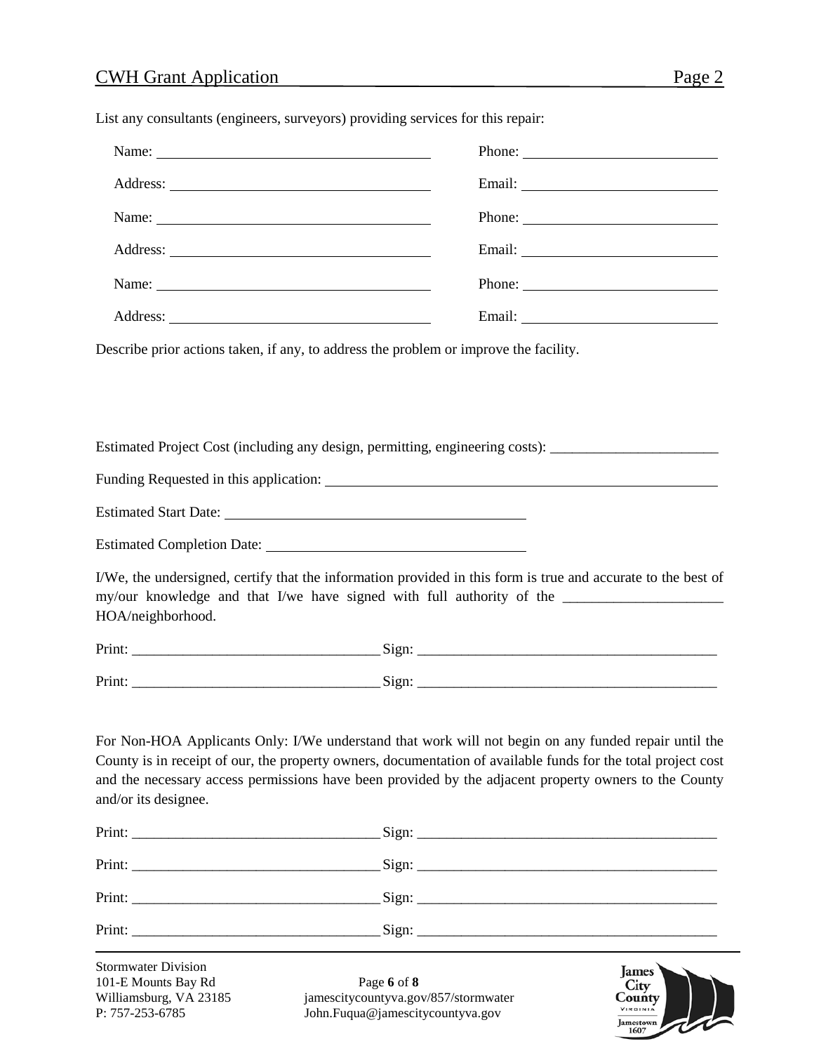List any consultants (engineers, surveyors) providing services for this repair:

Name: ______________________________ Phone: ______________________

Address: ______________________________ Email: ______________________

Name: ______________________________ Phone: ______________________

Address: ______________________________ Email: ______________________

Name: ______________________________ Phone: ______________________

Address: ______________________________ Email: ______________________

Describe prior actions taken, if any, to address the problem or improve the facility.

Estimated Project Cost (including any design, permitting, engineering costs): ______________________

Funding Requested in this application: ______________________________________________

Estimated Start Date: ____________________________________

Estimated Completion Date: ______________________________

I/We, the undersigned, certify that the information provided in this form is true and accurate to the best of my/our knowledge and that I/we have signed with full authority of the ______________________ HOA/neighborhood.

Print: ________________________________ Sign: ________________________________________

Print: ________________________________ Sign: ________________________________________

For Non-HOA Applicants Only: I/We understand that work will not begin on any funded repair until the County is in receipt of our, the property owners, documentation of available funds for the total project cost and the necessary access permissions have been provided by the adjacent property owners to the County and/or its designee.

Print: ________________________________ Sign: ________________________________________

Print: ________________________________ Sign: ________________________________________

Print: ________________________________ Sign: ________________________________________

Print: ________________________________ Sign: ________________________________________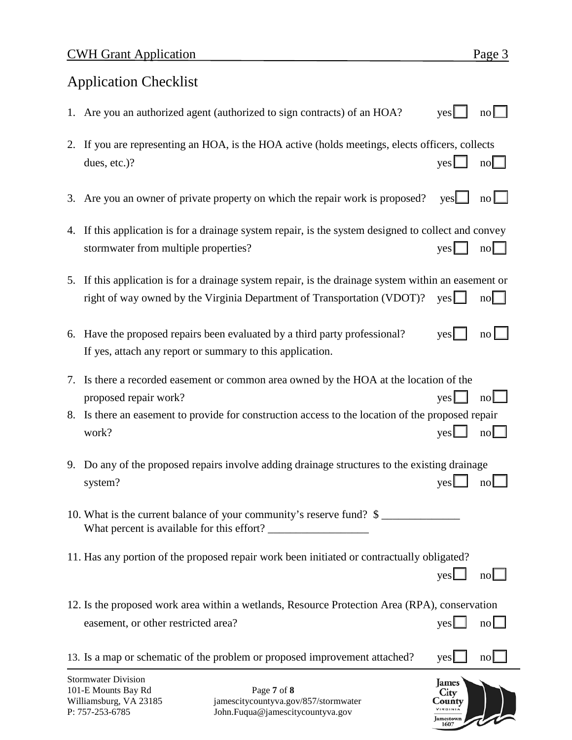## Application Checklist

1. Are you an authorized agent (authorized to sign contracts) of an HOA? yes ☐ no ☐

2. If you are representing an HOA, is the HOA active (holds meetings, elects officers, collects dues, etc.)? yes ☐ no ☐

3. Are you an owner of private property on which the repair work is proposed? yes ☐ no ☐

4. If this application is for a drainage system repair, is the system designed to collect and convey stormwater from multiple properties? yes ☐ no ☐

5. If this application is for a drainage system repair, is the drainage system within an easement or right of way owned by the Virginia Department of Transportation (VDOT)? yes ☐ no ☐

6. Have the proposed repairs been evaluated by a third party professional? yes ☐ no ☐
   If yes, attach any report or summary to this application.

7. Is there a recorded easement or common area owned by the HOA at the location of the proposed repair work? yes ☐ no ☐

8. Is there an easement to provide for construction access to the location of the proposed repair work? yes ☐ no ☐

9. Do any of the proposed repairs involve adding drainage structures to the existing drainage system? yes ☐ no ☐

10. What is the current balance of your community's reserve fund? $ ______________
    What percent is available for this effort? __________________

11. Has any portion of the proposed repair work been initiated or contractually obligated? yes ☐ no ☐

12. Is the proposed work area within a wetlands, Resource Protection Area (RPA), conservation easement, or other restricted area? yes ☐ no ☐

13. Is a map or schematic of the problem or proposed improvement attached? yes ☐ no ☐

Stormwater Division
101-E Mounts Bay Rd
Williamsburg, VA 23185
P: 757-253-6785

jamescitycountyva.gov/857/stormwater
John.Fuqua@jamescitycountyva.gov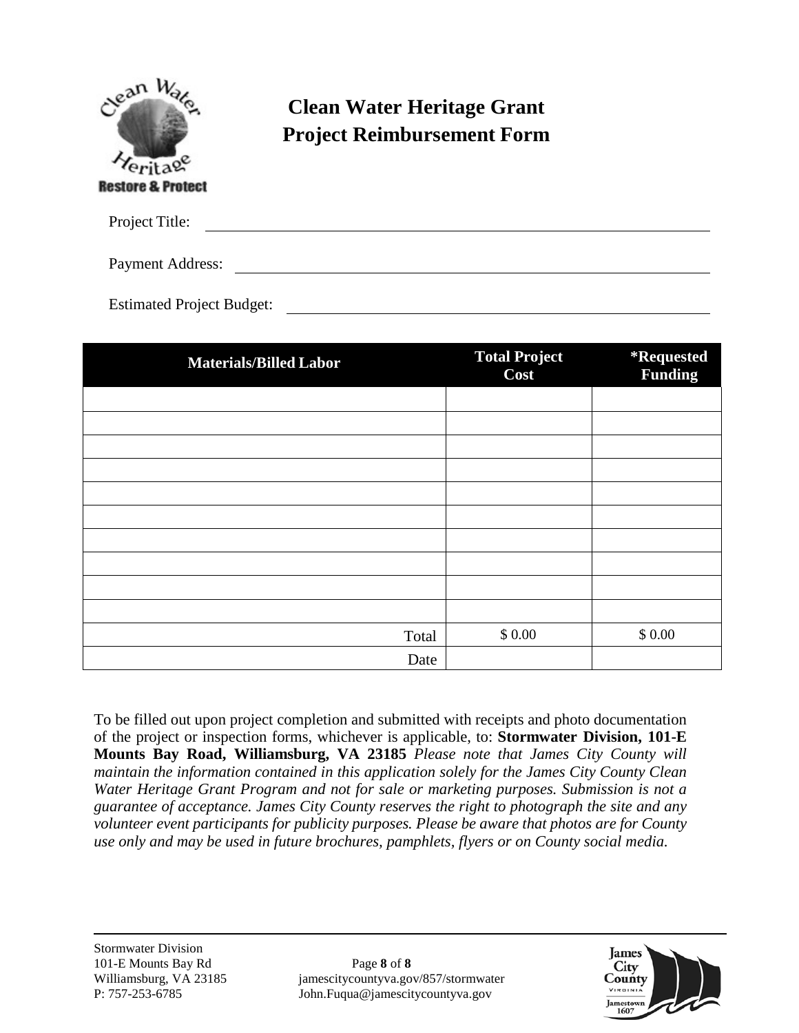# Clean Water Heritage Grant
# Project Reimbursement Form

Project Title: ______________________________

Payment Address: ______________________________

Estimated Project Budget: ______________________________

| Materials/Billed Labor | Total Project Cost | *Requested Funding |
|---|---|---|
| | | |
| | | |
| | | |
| | | |
| | | |
| | | |
| | | |
| | | |
| | | |
| | | |
| Total | $ 0.00 | $ 0.00 |
| Date | | |

To be filled out upon project completion and submitted with receipts and photo documentation of the project or inspection forms, whichever is applicable, to: **Stormwater Division, 101-E Mounts Bay Road, Williamsburg, VA 23185** *Please note that James City County will maintain the information contained in this application solely for the James City County Clean Water Heritage Grant Program and not for sale or marketing purposes. Submission is not a guarantee of acceptance. James City County reserves the right to photograph the site and any volunteer event participants for publicity purposes. Please be aware that photos are for County use only and may be used in future brochures, pamphlets, flyers or on County social media.*